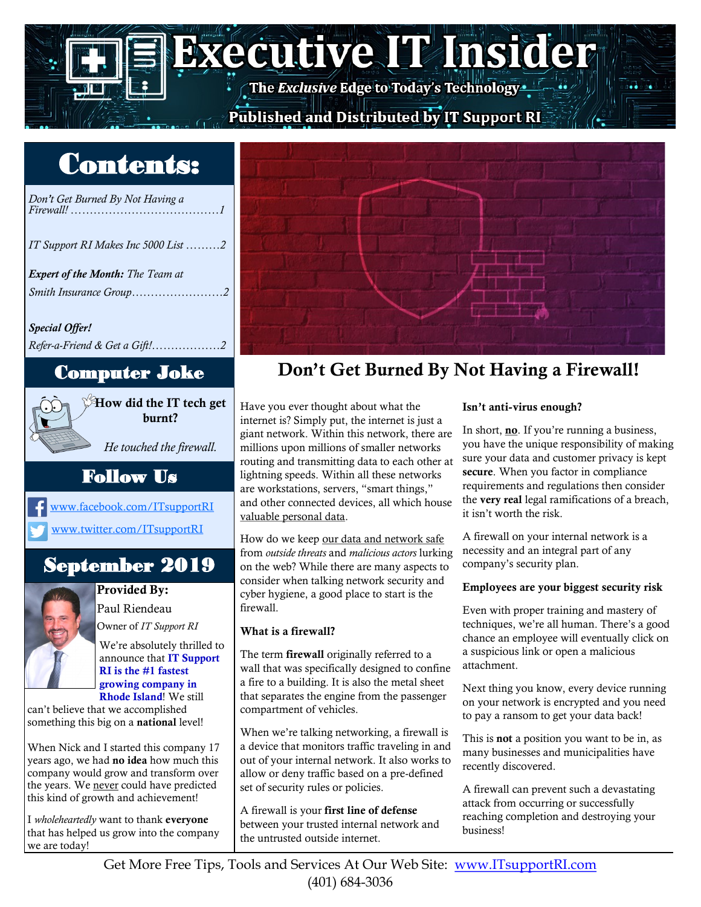# Executive IT Insider

**The *Exclusive* Edge to Today's Technology**

**Published and Distributed by IT Support RI**

## Contents:

*Don't Get Burned By Not Having a Firewall!* .......................................1

*IT Support RI Makes Inc 5000 List* .........2

***Expert of the Month:*** *The Team at Smith Insurance Group*........................2

***Special Offer!***
*Refer-a-Friend & Get a Gift!*..................2

## Computer Joke

**How did the IT tech get burnt?**

*He touched the firewall.*

## Follow Us

www.facebook.com/ITsupportRI

www.twitter.com/ITsupportRI

## September 2019

**Provided By:**
Paul Riendeau
Owner of *IT Support RI*

We're absolutely thrilled to announce that **IT Support RI is the #1 fastest growing company in Rhode Island**! We still can't believe that we accomplished something this big on a **national** level!

When Nick and I started this company 17 years ago, we had **no idea** how much this company would grow and transform over the years. We never could have predicted this kind of growth and achievement!

I *wholeheartedly* want to thank **everyone** that has helped us grow into the company we are today!

# Don't Get Burned By Not Having a Firewall!

Have you ever thought about what the internet is? Simply put, the internet is just a giant network. Within this network, there are millions upon millions of smaller networks routing and transmitting data to each other at lightning speeds. Within all these networks are workstations, servers, "smart things," and other connected devices, all which house valuable personal data.

How do we keep our data and network safe from *outside threats* and *malicious actors* lurking on the web? While there are many aspects to consider when talking network security and cyber hygiene, a good place to start is the firewall.

**What is a firewall?**

The term **firewall** originally referred to a wall that was specifically designed to confine a fire to a building. It is also the metal sheet that separates the engine from the passenger compartment of vehicles.

When we're talking networking, a firewall is a device that monitors traffic traveling in and out of your internal network. It also works to allow or deny traffic based on a pre-defined set of security rules or policies.

A firewall is your **first line of defense** between your trusted internal network and the untrusted outside internet.

**Isn't anti-virus enough?**

In short, **no**. If you're running a business, you have the unique responsibility of making sure your data and customer privacy is kept **secure**. When you factor in compliance requirements and regulations then consider the **very real** legal ramifications of a breach, it isn't worth the risk.

A firewall on your internal network is a necessity and an integral part of any company's security plan.

**Employees are your biggest security risk**

Even with proper training and mastery of techniques, we're all human. There's a good chance an employee will eventually click on a suspicious link or open a malicious attachment.

Next thing you know, every device running on your network is encrypted and you need to pay a ransom to get your data back!

This is **not** a position you want to be in, as many businesses and municipalities have recently discovered.

A firewall can prevent such a devastating attack from occurring or successfully reaching completion and destroying your business!

Get More Free Tips, Tools and Services At Our Web Site: www.ITsupportRI.com
(401) 684-3036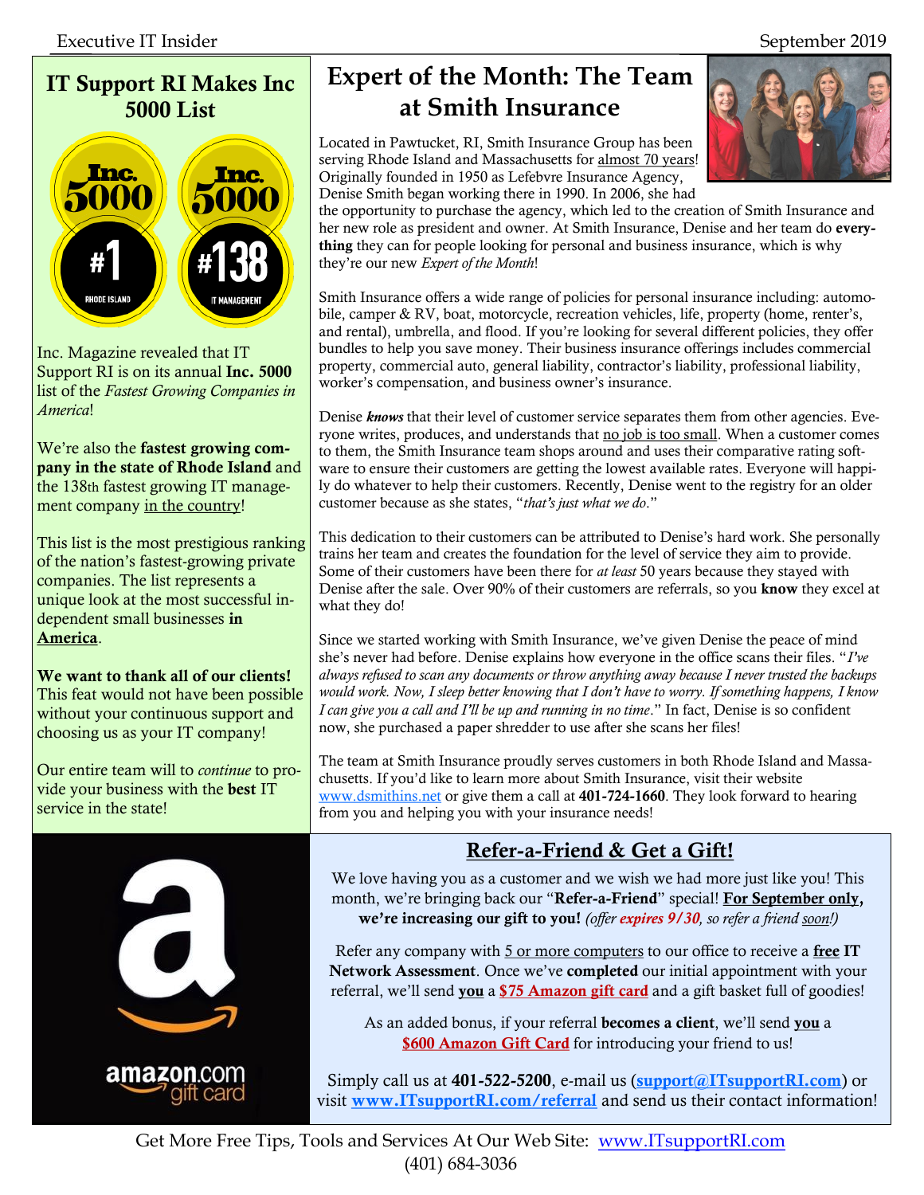## IT Support RI Makes Inc 5000 List

Inc. 5000 #1 RHODE ISLAND

Inc. 5000 #138 IT MANAGEMENT

Inc. Magazine revealed that IT Support RI is on its annual **Inc. 5000** list of the *Fastest Growing Companies in America*!

We're also the **fastest growing company in the state of Rhode Island** and the 138th fastest growing IT management company in the country!

This list is the most prestigious ranking of the nation's fastest-growing private companies. The list represents a unique look at the most successful independent small businesses **in America**.

**We want to thank all of our clients!** This feat would not have been possible without your continuous support and choosing us as your IT company!

Our entire team will to *continue* to provide your business with the **best** IT service in the state!

## Expert of the Month: The Team at Smith Insurance

Located in Pawtucket, RI, Smith Insurance Group has been serving Rhode Island and Massachusetts for almost 70 years! Originally founded in 1950 as Lefebvre Insurance Agency, Denise Smith began working there in 1990. In 2006, she had the opportunity to purchase the agency, which led to the creation of Smith Insurance and her new role as president and owner. At Smith Insurance, Denise and her team do **everything** they can for people looking for personal and business insurance, which is why they're our new *Expert of the Month*!

Smith Insurance offers a wide range of policies for personal insurance including: automobile, camper & RV, boat, motorcycle, recreation vehicles, life, property (home, renter's, and rental), umbrella, and flood. If you're looking for several different policies, they offer bundles to help you save money. Their business insurance offerings includes commercial property, commercial auto, general liability, contractor's liability, professional liability, worker's compensation, and business owner's insurance.

Denise ***knows*** that their level of customer service separates them from other agencies. Everyone writes, produces, and understands that no job is too small. When a customer comes to them, the Smith Insurance team shops around and uses their comparative rating software to ensure their customers are getting the lowest available rates. Everyone will happily do whatever to help their customers. Recently, Denise went to the registry for an older customer because as she states, "*that's just what we do*."

This dedication to their customers can be attributed to Denise's hard work. She personally trains her team and creates the foundation for the level of service they aim to provide. Some of their customers have been there for *at least* 50 years because they stayed with Denise after the sale. Over 90% of their customers are referrals, so you **know** they excel at what they do!

Since we started working with Smith Insurance, we've given Denise the peace of mind she's never had before. Denise explains how everyone in the office scans their files. "*I've always refused to scan any documents or throw anything away because I never trusted the backups would work. Now, I sleep better knowing that I don't have to worry. If something happens, I know I can give you a call and I'll be up and running in no time*." In fact, Denise is so confident now, she purchased a paper shredder to use after she scans her files!

The team at Smith Insurance proudly serves customers in both Rhode Island and Massachusetts. If you'd like to learn more about Smith Insurance, visit their website www.dsmithins.net or give them a call at **401-724-1660**. They look forward to hearing from you and helping you with your insurance needs!

amazon.com gift card

## Refer-a-Friend & Get a Gift!

We love having you as a customer and we wish we had more just like you! This month, we're bringing back our "**Refer-a-Friend**" special! **For September only, we're increasing our gift to you!** *(offer **expires 9/30**, so refer a friend soon!)*

Refer any company with 5 or more computers to our office to receive a **free IT Network Assessment**. Once we've **completed** our initial appointment with your referral, we'll send **you** a **$75 Amazon gift card** and a gift basket full of goodies!

As an added bonus, if your referral **becomes a client**, we'll send **you** a **$600 Amazon Gift Card** for introducing your friend to us!

Simply call us at **401-522-5200**, e-mail us (**support@ITsupportRI.com**) or visit **www.ITsupportRI.com/referral** and send us their contact information!

Get More Free Tips, Tools and Services At Our Web Site: www.ITsupportRI.com
(401) 684-3036